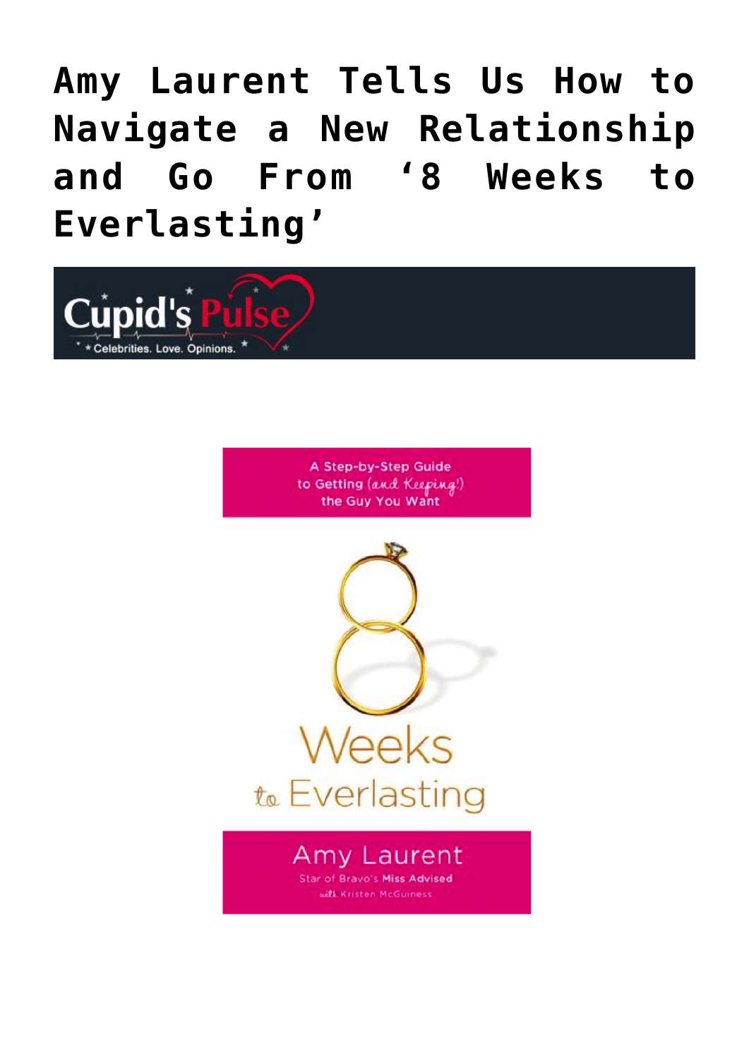# Amy Laurent Tells Us How to Navigate a New Relationship and Go From '8 Weeks to Everlasting'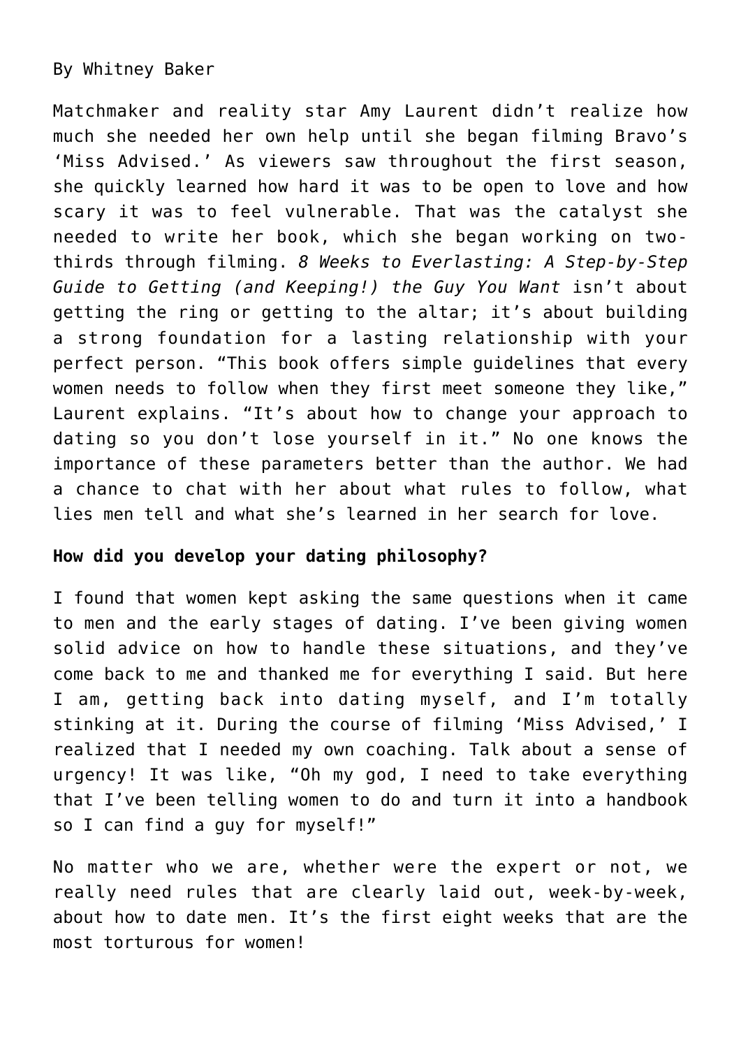By Whitney Baker

Matchmaker and reality star Amy Laurent didn't realize how much she needed her own help until she began filming Bravo's 'Miss Advised.' As viewers saw throughout the first season, she quickly learned how hard it was to be open to love and how scary it was to feel vulnerable. That was the catalyst she needed to write her book, which she began working on two-thirds through filming. *8 Weeks to Everlasting: A Step-by-Step Guide to Getting (and Keeping!) the Guy You Want* isn't about getting the ring or getting to the altar; it's about building a strong foundation for a lasting relationship with your perfect person. "This book offers simple guidelines that every women needs to follow when they first meet someone they like," Laurent explains. "It's about how to change your approach to dating so you don't lose yourself in it." No one knows the importance of these parameters better than the author. We had a chance to chat with her about what rules to follow, what lies men tell and what she's learned in her search for love.

**How did you develop your dating philosophy?**

I found that women kept asking the same questions when it came to men and the early stages of dating. I've been giving women solid advice on how to handle these situations, and they've come back to me and thanked me for everything I said. But here I am, getting back into dating myself, and I'm totally stinking at it. During the course of filming 'Miss Advised,' I realized that I needed my own coaching. Talk about a sense of urgency! It was like, "Oh my god, I need to take everything that I've been telling women to do and turn it into a handbook so I can find a guy for myself!"

No matter who we are, whether were the expert or not, we really need rules that are clearly laid out, week-by-week, about how to date men. It's the first eight weeks that are the most torturous for women!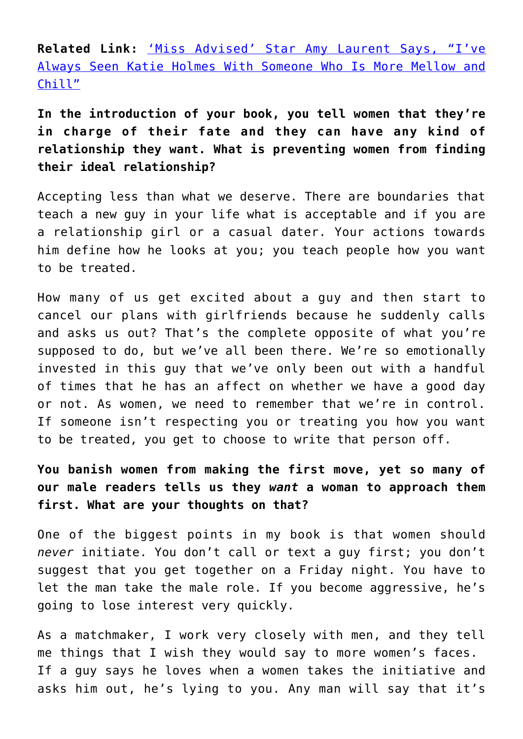**Related Link:** ['Miss Advised' Star Amy Laurent Says, "I've Always Seen Katie Holmes With Someone Who Is More Mellow and Chill"]()

**In the introduction of your book, you tell women that they're in charge of their fate and they can have any kind of relationship they want. What is preventing women from finding their ideal relationship?**

Accepting less than what we deserve. There are boundaries that teach a new guy in your life what is acceptable and if you are a relationship girl or a casual dater. Your actions towards him define how he looks at you; you teach people how you want to be treated.

How many of us get excited about a guy and then start to cancel our plans with girlfriends because he suddenly calls and asks us out? That's the complete opposite of what you're supposed to do, but we've all been there. We're so emotionally invested in this guy that we've only been out with a handful of times that he has an affect on whether we have a good day or not. As women, we need to remember that we're in control. If someone isn't respecting you or treating you how you want to be treated, you get to choose to write that person off.

**You banish women from making the first move, yet so many of our male readers tells us they *want* a woman to approach them first. What are your thoughts on that?**

One of the biggest points in my book is that women should *never* initiate. You don't call or text a guy first; you don't suggest that you get together on a Friday night. You have to let the man take the male role. If you become aggressive, he's going to lose interest very quickly.

As a matchmaker, I work very closely with men, and they tell me things that I wish they would say to more women's faces. If a guy says he loves when a women takes the initiative and asks him out, he's lying to you. Any man will say that it's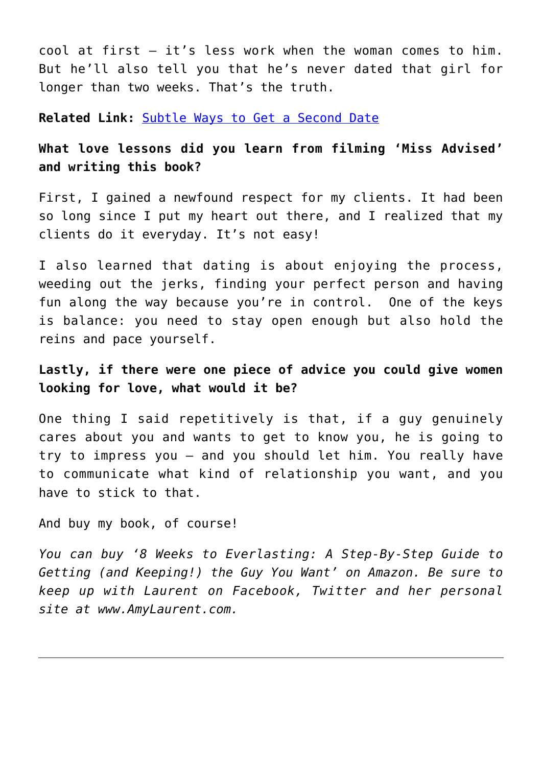cool at first – it's less work when the woman comes to him. But he'll also tell you that he's never dated that girl for longer than two weeks. That's the truth.

**Related Link:** Subtle Ways to Get a Second Date

**What love lessons did you learn from filming 'Miss Advised' and writing this book?**

First, I gained a newfound respect for my clients. It had been so long since I put my heart out there, and I realized that my clients do it everyday. It's not easy!

I also learned that dating is about enjoying the process, weeding out the jerks, finding your perfect person and having fun along the way because you're in control. One of the keys is balance: you need to stay open enough but also hold the reins and pace yourself.

**Lastly, if there were one piece of advice you could give women looking for love, what would it be?**

One thing I said repetitively is that, if a guy genuinely cares about you and wants to get to know you, he is going to try to impress you – and you should let him. You really have to communicate what kind of relationship you want, and you have to stick to that.

And buy my book, of course!

*You can buy '8 Weeks to Everlasting: A Step-By-Step Guide to Getting (and Keeping!) the Guy You Want' on Amazon. Be sure to keep up with Laurent on Facebook, Twitter and her personal site at www.AmyLaurent.com.*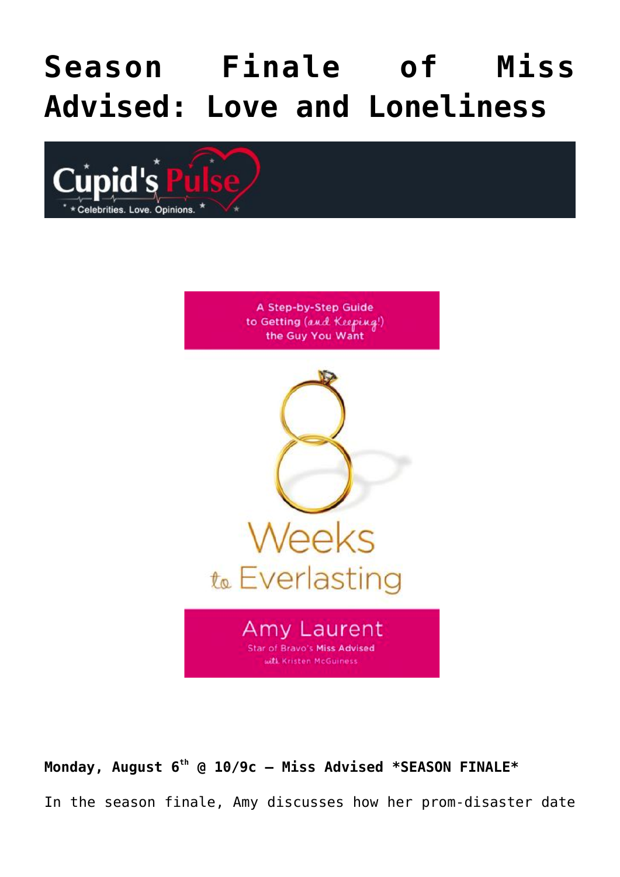# Season Finale of Miss Advised: Love and Loneliness

**Monday, August 6th @ 10/9c – Miss Advised *SEASON FINALE***

In the season finale, Amy discusses how her prom-disaster date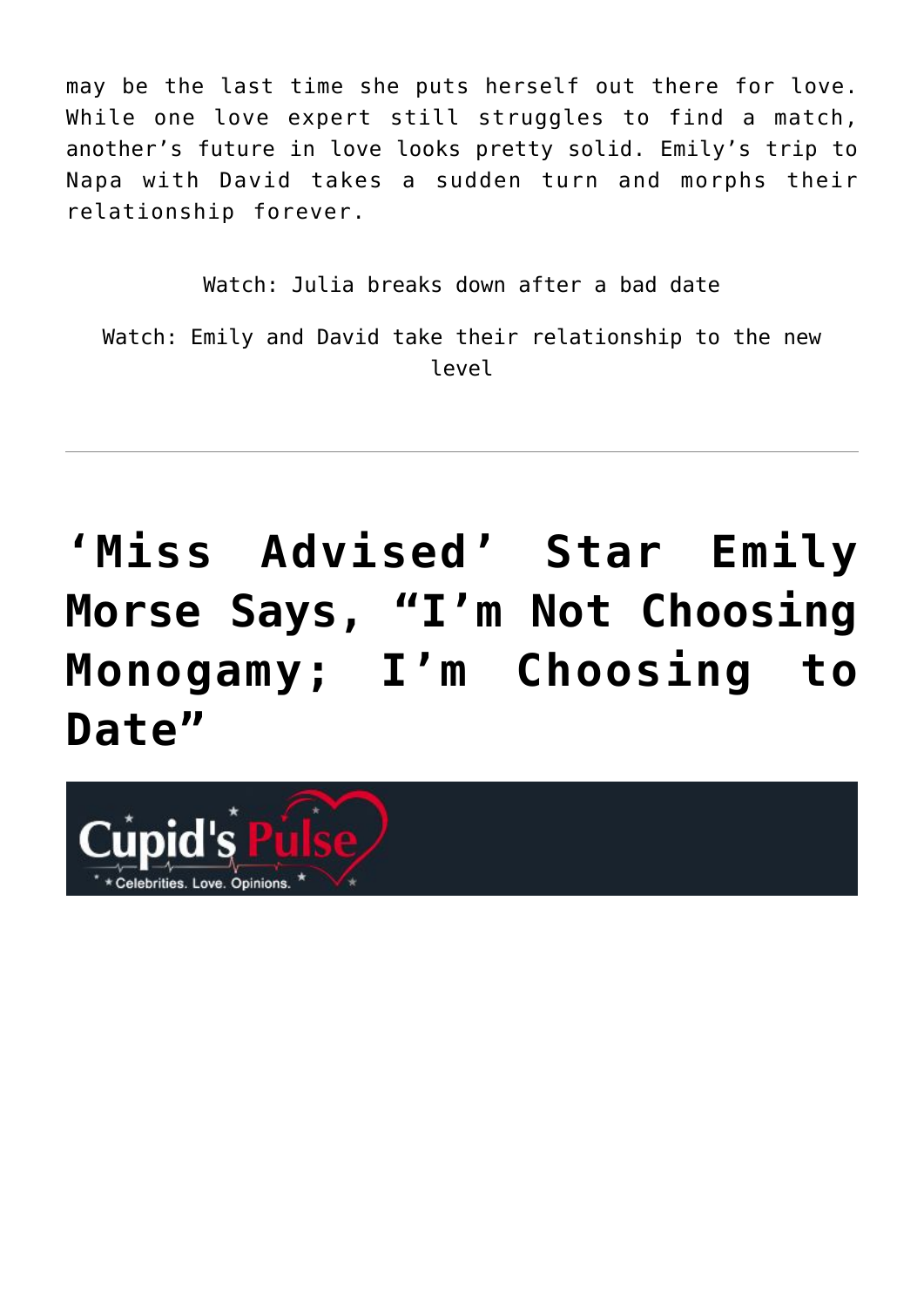may be the last time she puts herself out there for love. While one love expert still struggles to find a match, another's future in love looks pretty solid. Emily's trip to Napa with David takes a sudden turn and morphs their relationship forever.

Watch: Julia breaks down after a bad date

Watch: Emily and David take their relationship to the new level

---

# 'Miss Advised' Star Emily Morse Says, "I'm Not Choosing Monogamy; I'm Choosing to Date"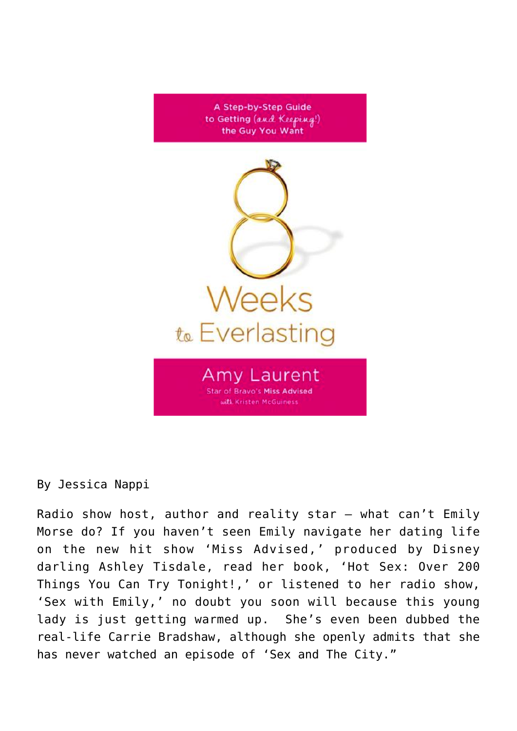A Step-by-Step Guide to Getting (and Keeping!) the Guy You Want

8 Weeks to Everlasting

Amy Laurent

Star of Bravo's Miss Advised

with Kristen McGuiness

By Jessica Nappi

Radio show host, author and reality star – what can't Emily Morse do? If you haven't seen Emily navigate her dating life on the new hit show 'Miss Advised,' produced by Disney darling Ashley Tisdale, read her book, 'Hot Sex: Over 200 Things You Can Try Tonight!,' or listened to her radio show, 'Sex with Emily,' no doubt you soon will because this young lady is just getting warmed up. She's even been dubbed the real-life Carrie Bradshaw, although she openly admits that she has never watched an episode of 'Sex and The City."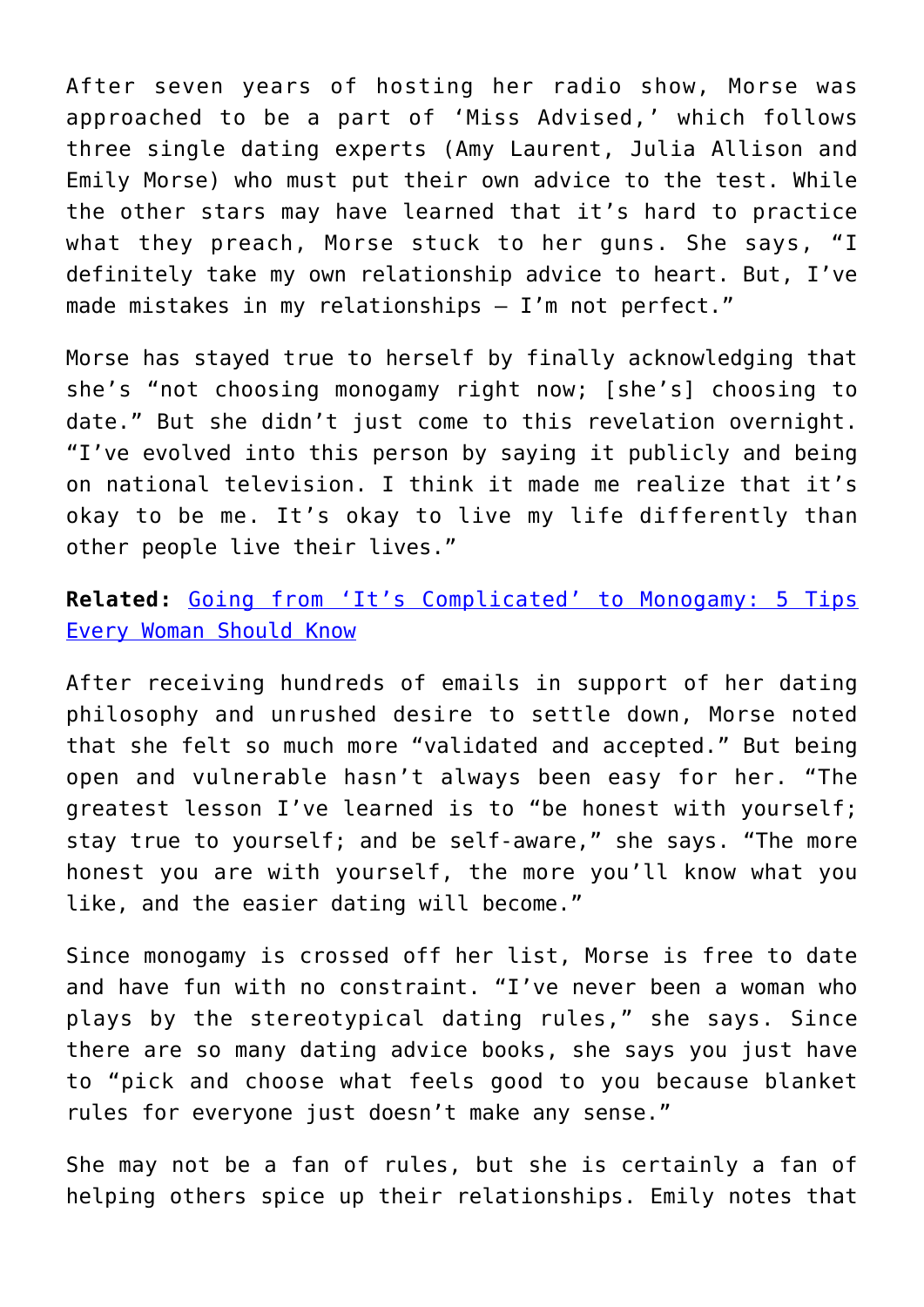After seven years of hosting her radio show, Morse was approached to be a part of 'Miss Advised,' which follows three single dating experts (Amy Laurent, Julia Allison and Emily Morse) who must put their own advice to the test. While the other stars may have learned that it's hard to practice what they preach, Morse stuck to her guns. She says, "I definitely take my own relationship advice to heart. But, I've made mistakes in my relationships – I'm not perfect."

Morse has stayed true to herself by finally acknowledging that she's "not choosing monogamy right now; [she's] choosing to date." But she didn't just come to this revelation overnight. "I've evolved into this person by saying it publicly and being on national television. I think it made me realize that it's okay to be me. It's okay to live my life differently than other people live their lives."

**Related:** [Going from 'It's Complicated' to Monogamy: 5 Tips Every Woman Should Know]()

After receiving hundreds of emails in support of her dating philosophy and unrushed desire to settle down, Morse noted that she felt so much more "validated and accepted." But being open and vulnerable hasn't always been easy for her. "The greatest lesson I've learned is to "be honest with yourself; stay true to yourself; and be self-aware," she says. "The more honest you are with yourself, the more you'll know what you like, and the easier dating will become."

Since monogamy is crossed off her list, Morse is free to date and have fun with no constraint. "I've never been a woman who plays by the stereotypical dating rules," she says. Since there are so many dating advice books, she says you just have to "pick and choose what feels good to you because blanket rules for everyone just doesn't make any sense."

She may not be a fan of rules, but she is certainly a fan of helping others spice up their relationships. Emily notes that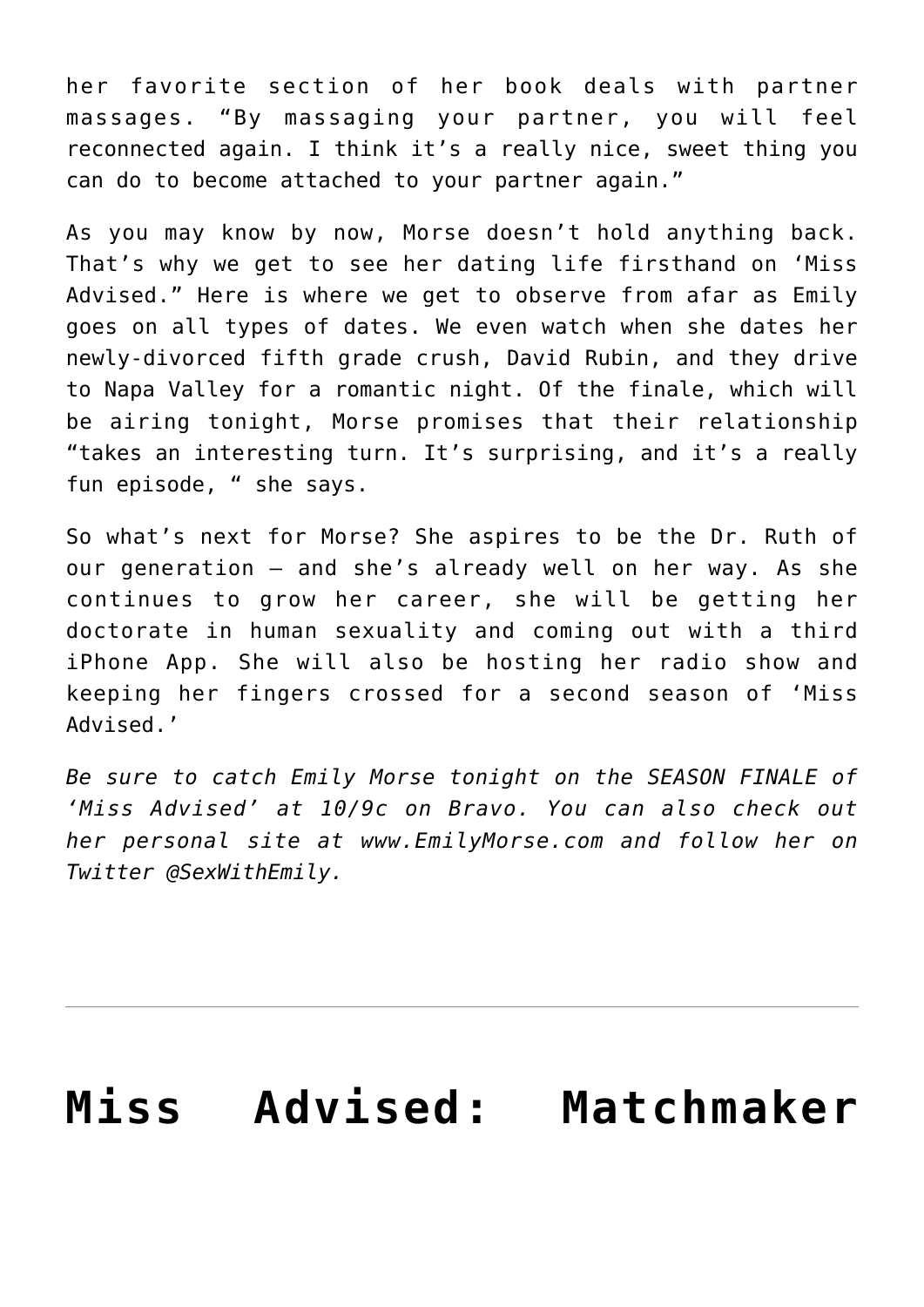her favorite section of her book deals with partner massages. "By massaging your partner, you will feel reconnected again. I think it's a really nice, sweet thing you can do to become attached to your partner again."

As you may know by now, Morse doesn't hold anything back. That's why we get to see her dating life firsthand on 'Miss Advised." Here is where we get to observe from afar as Emily goes on all types of dates. We even watch when she dates her newly-divorced fifth grade crush, David Rubin, and they drive to Napa Valley for a romantic night. Of the finale, which will be airing tonight, Morse promises that their relationship "takes an interesting turn. It's surprising, and it's a really fun episode, " she says.

So what's next for Morse? She aspires to be the Dr. Ruth of our generation – and she's already well on her way. As she continues to grow her career, she will be getting her doctorate in human sexuality and coming out with a third iPhone App. She will also be hosting her radio show and keeping her fingers crossed for a second season of 'Miss Advised.'

*Be sure to catch Emily Morse tonight on the SEASON FINALE of 'Miss Advised' at 10/9c on Bravo. You can also check out her personal site at www.EmilyMorse.com and follow her on Twitter @SexWithEmily.*

---

# Miss Advised: Matchmaker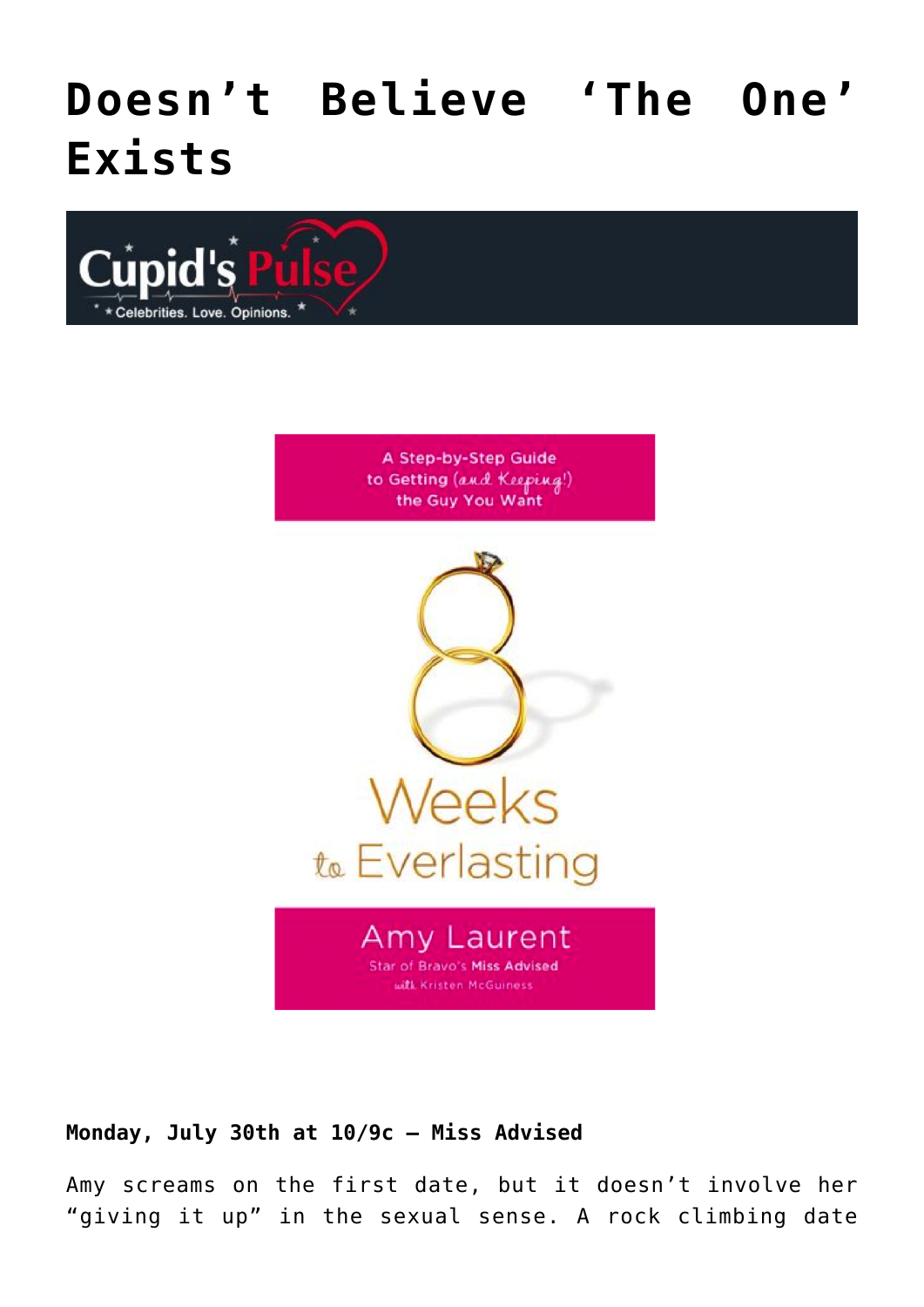# Doesn't Believe 'The One' Exists

**Monday, July 30th at 10/9c – Miss Advised**

Amy screams on the first date, but it doesn't involve her "giving it up" in the sexual sense. A rock climbing date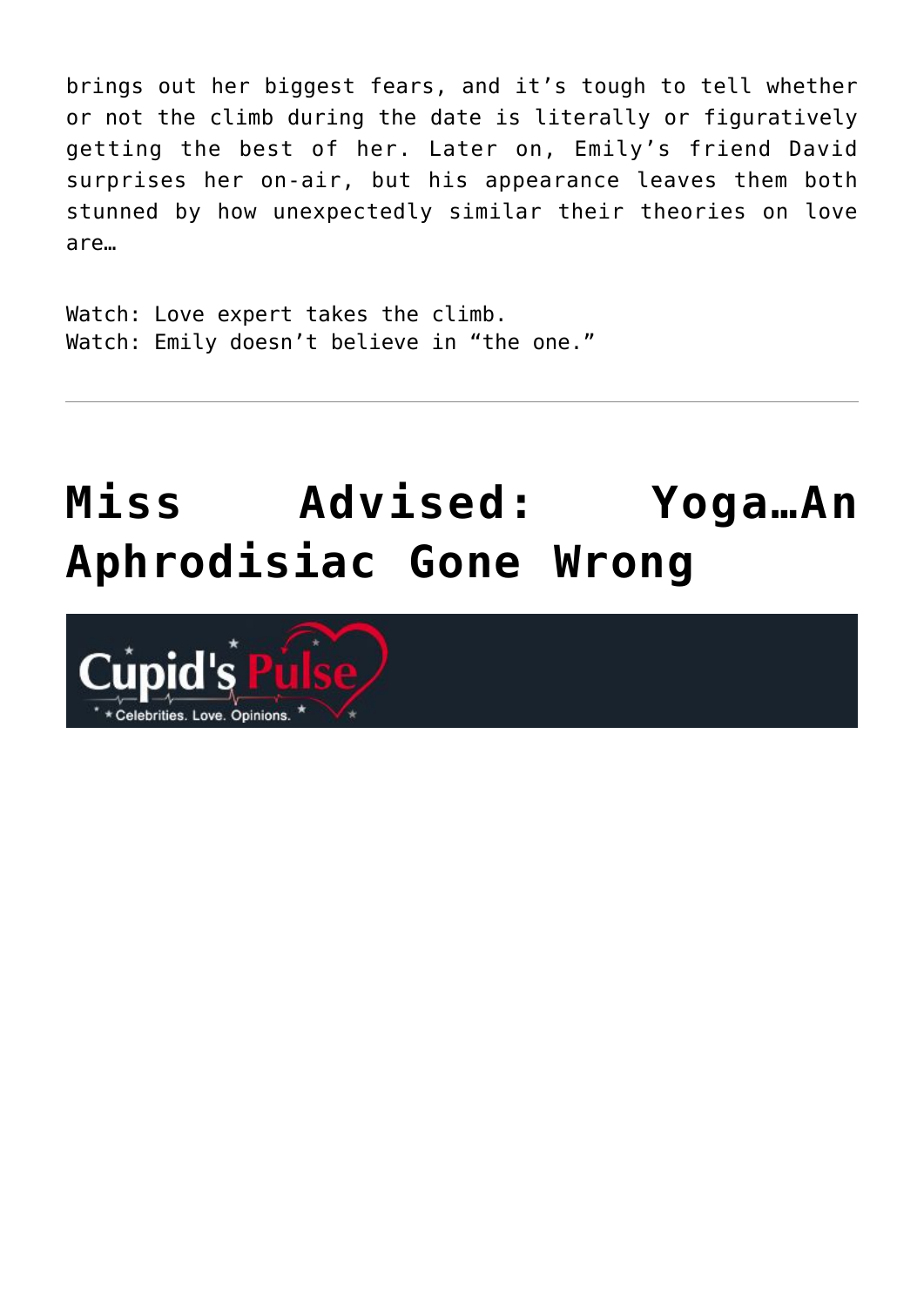brings out her biggest fears, and it's tough to tell whether or not the climb during the date is literally or figuratively getting the best of her. Later on, Emily's friend David surprises her on-air, but his appearance leaves them both stunned by how unexpectedly similar their theories on love are…

Watch: Love expert takes the climb.
Watch: Emily doesn't believe in "the one."

---

# Miss Advised: Yoga…An Aphrodisiac Gone Wrong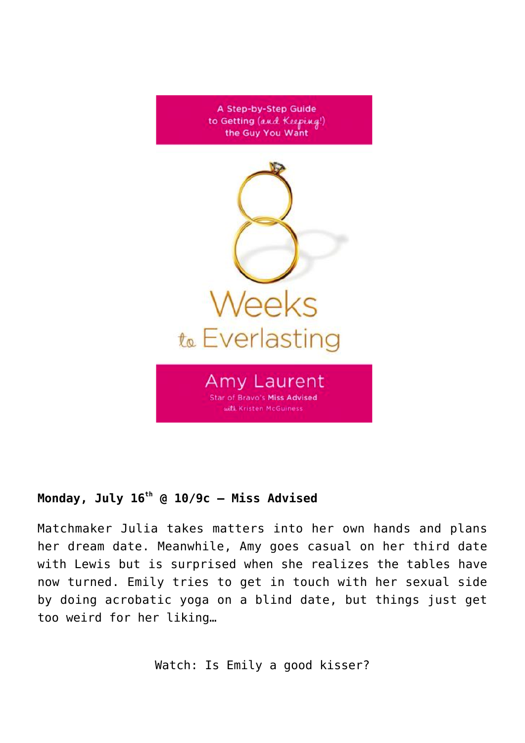A Step-by-Step Guide to Getting (and Keeping!) the Guy You Want

8 Weeks to Everlasting

Amy Laurent

Star of Bravo's **Miss Advised**

with Kristen McGuiness

**Monday, July 16th @ 10/9c – Miss Advised**

Matchmaker Julia takes matters into her own hands and plans her dream date. Meanwhile, Amy goes casual on her third date with Lewis but is surprised when she realizes the tables have now turned. Emily tries to get in touch with her sexual side by doing acrobatic yoga on a blind date, but things just get too weird for her liking…

Watch: Is Emily a good kisser?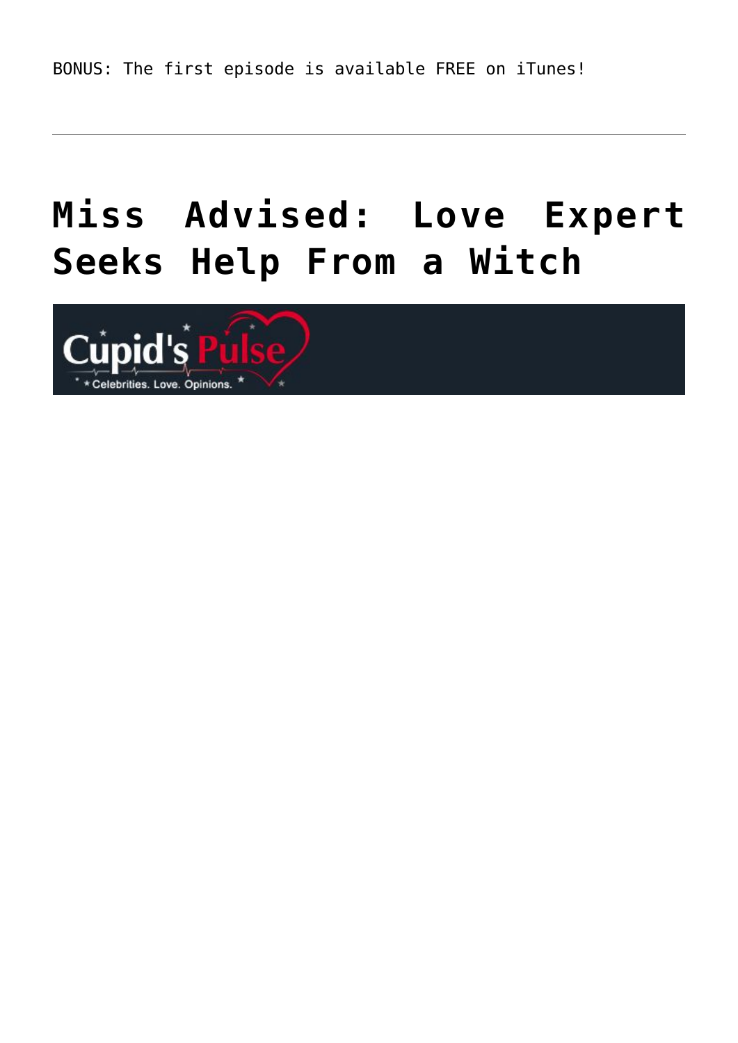BONUS: The first episode is available FREE on iTunes!

---

# Miss Advised: Love Expert Seeks Help From a Witch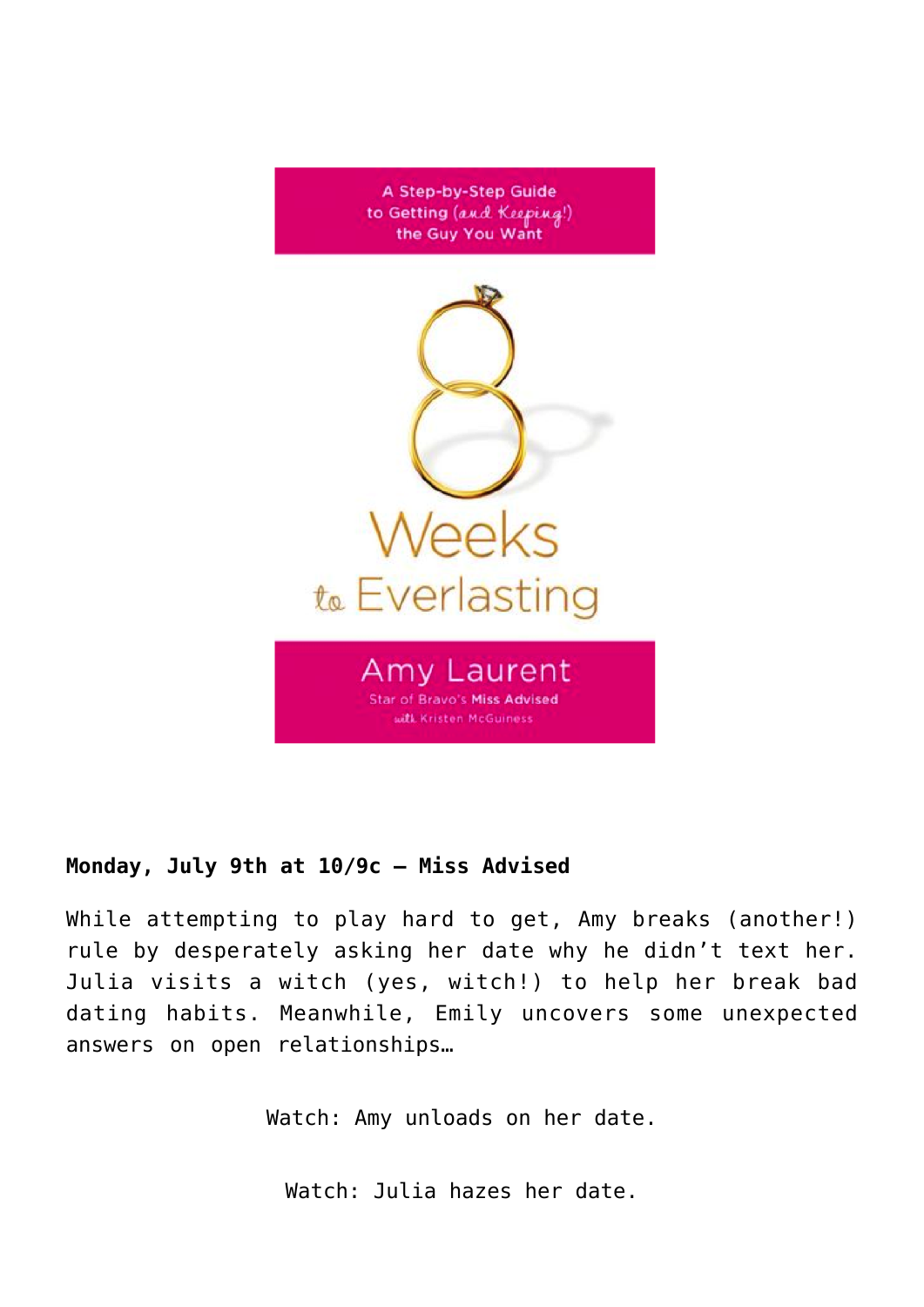A Step-by-Step Guide to Getting (and Keeping!) the Guy You Want

8 Weeks to Everlasting

Amy Laurent

Star of Bravo's Miss Advised

with Kristen McGuiness

**Monday, July 9th at 10/9c – Miss Advised**

While attempting to play hard to get, Amy breaks (another!) rule by desperately asking her date why he didn't text her. Julia visits a witch (yes, witch!) to help her break bad dating habits. Meanwhile, Emily uncovers some unexpected answers on open relationships…

Watch: Amy unloads on her date.

Watch: Julia hazes her date.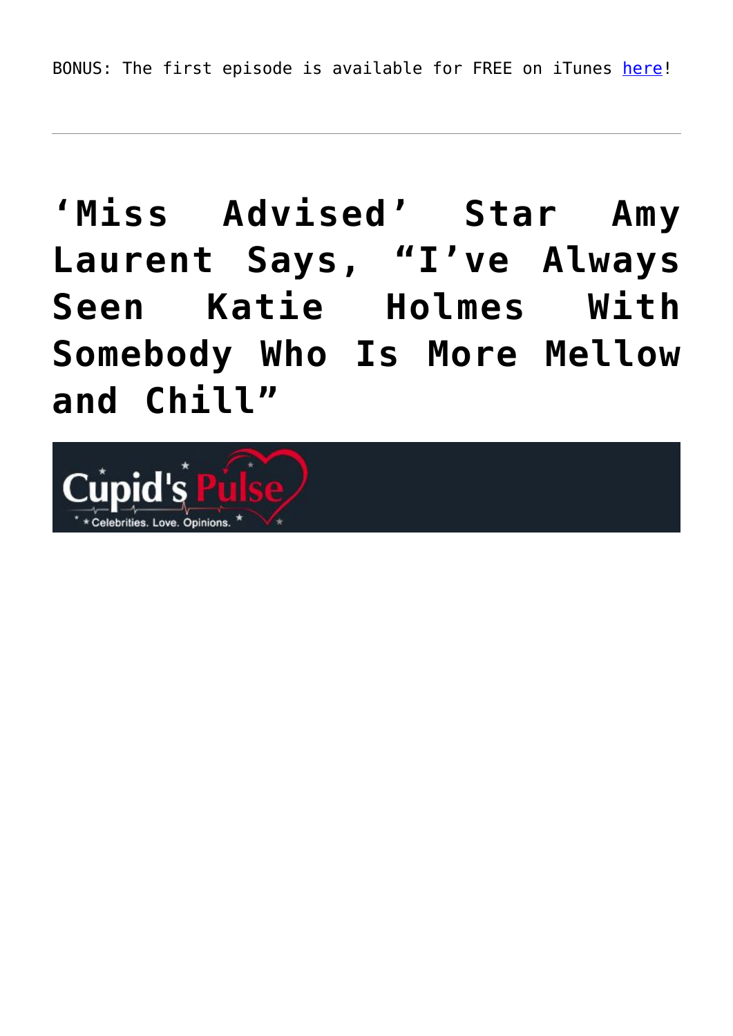BONUS: The first episode is available for FREE on iTunes [here](#)!

---

# 'Miss Advised' Star Amy Laurent Says, "I've Always Seen Katie Holmes With Somebody Who Is More Mellow and Chill"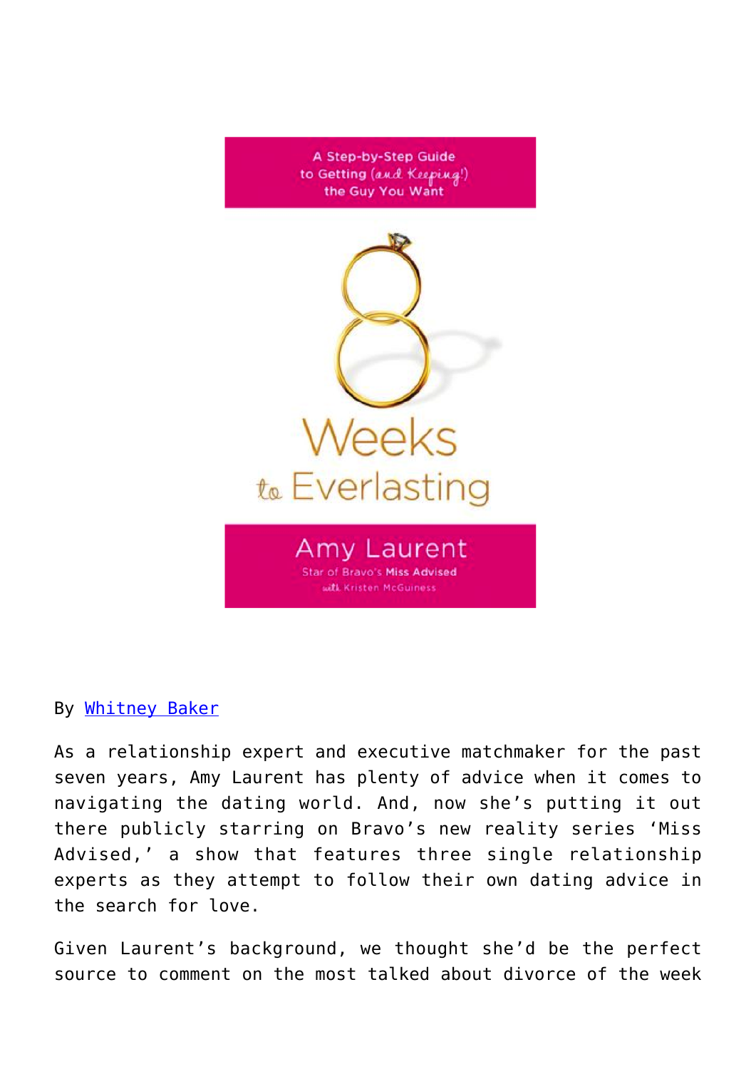A Step-by-Step Guide to Getting (and Keeping!) the Guy You Want

8 Weeks to Everlasting

Amy Laurent

Star of Bravo's Miss Advised

with Kristen McGuiness

By Whitney Baker

As a relationship expert and executive matchmaker for the past seven years, Amy Laurent has plenty of advice when it comes to navigating the dating world. And, now she's putting it out there publicly starring on Bravo's new reality series 'Miss Advised,' a show that features three single relationship experts as they attempt to follow their own dating advice in the search for love.

Given Laurent's background, we thought she'd be the perfect source to comment on the most talked about divorce of the week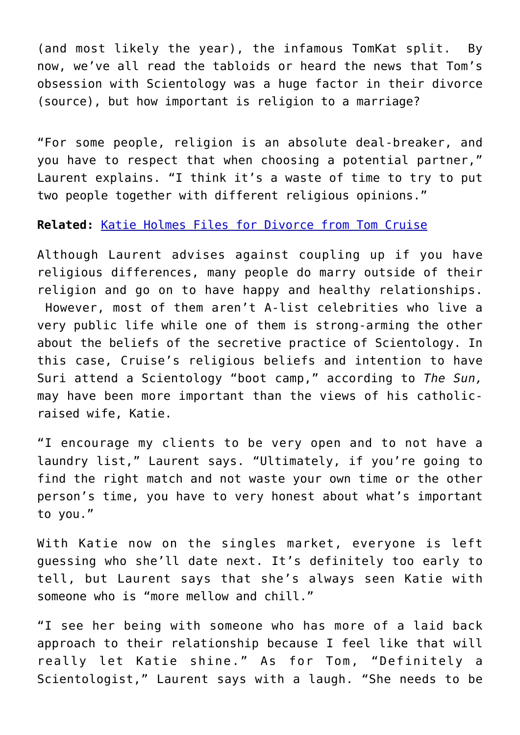(and most likely the year), the infamous TomKat split. By now, we've all read the tabloids or heard the news that Tom's obsession with Scientology was a huge factor in their divorce (source), but how important is religion to a marriage?

"For some people, religion is an absolute deal-breaker, and you have to respect that when choosing a potential partner," Laurent explains. "I think it's a waste of time to try to put two people together with different religious opinions."

**Related:** Katie Holmes Files for Divorce from Tom Cruise

Although Laurent advises against coupling up if you have religious differences, many people do marry outside of their religion and go on to have happy and healthy relationships. However, most of them aren't A-list celebrities who live a very public life while one of them is strong-arming the other about the beliefs of the secretive practice of Scientology. In this case, Cruise's religious beliefs and intention to have Suri attend a Scientology "boot camp," according to *The Sun,* may have been more important than the views of his catholic-raised wife, Katie.

"I encourage my clients to be very open and to not have a laundry list," Laurent says. "Ultimately, if you're going to find the right match and not waste your own time or the other person's time, you have to very honest about what's important to you."

With Katie now on the singles market, everyone is left guessing who she'll date next. It's definitely too early to tell, but Laurent says that she's always seen Katie with someone who is "more mellow and chill."

"I see her being with someone who has more of a laid back approach to their relationship because I feel like that will really let Katie shine." As for Tom, "Definitely a Scientologist," Laurent says with a laugh. "She needs to be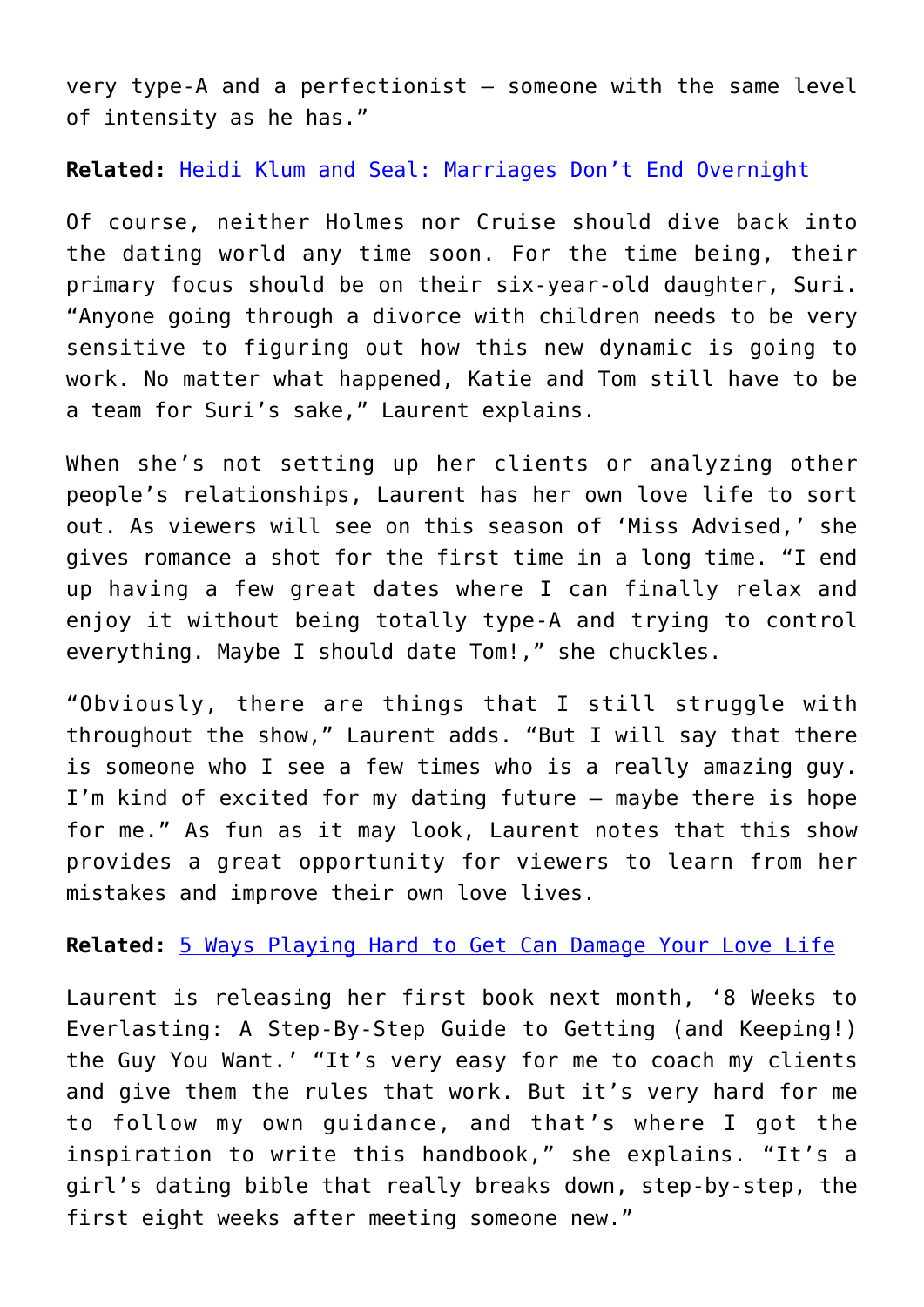very type-A and a perfectionist — someone with the same level of intensity as he has."

**Related:** [Heidi Klum and Seal: Marriages Don't End Overnight]()

Of course, neither Holmes nor Cruise should dive back into the dating world any time soon. For the time being, their primary focus should be on their six-year-old daughter, Suri. "Anyone going through a divorce with children needs to be very sensitive to figuring out how this new dynamic is going to work. No matter what happened, Katie and Tom still have to be a team for Suri's sake," Laurent explains.

When she's not setting up her clients or analyzing other people's relationships, Laurent has her own love life to sort out. As viewers will see on this season of 'Miss Advised,' she gives romance a shot for the first time in a long time. "I end up having a few great dates where I can finally relax and enjoy it without being totally type-A and trying to control everything. Maybe I should date Tom!," she chuckles.

"Obviously, there are things that I still struggle with throughout the show," Laurent adds. "But I will say that there is someone who I see a few times who is a really amazing guy. I'm kind of excited for my dating future — maybe there is hope for me." As fun as it may look, Laurent notes that this show provides a great opportunity for viewers to learn from her mistakes and improve their own love lives.

**Related:** [5 Ways Playing Hard to Get Can Damage Your Love Life]()

Laurent is releasing her first book next month, '8 Weeks to Everlasting: A Step-By-Step Guide to Getting (and Keeping!) the Guy You Want.' "It's very easy for me to coach my clients and give them the rules that work. But it's very hard for me to follow my own guidance, and that's where I got the inspiration to write this handbook," she explains. "It's a girl's dating bible that really breaks down, step-by-step, the first eight weeks after meeting someone new."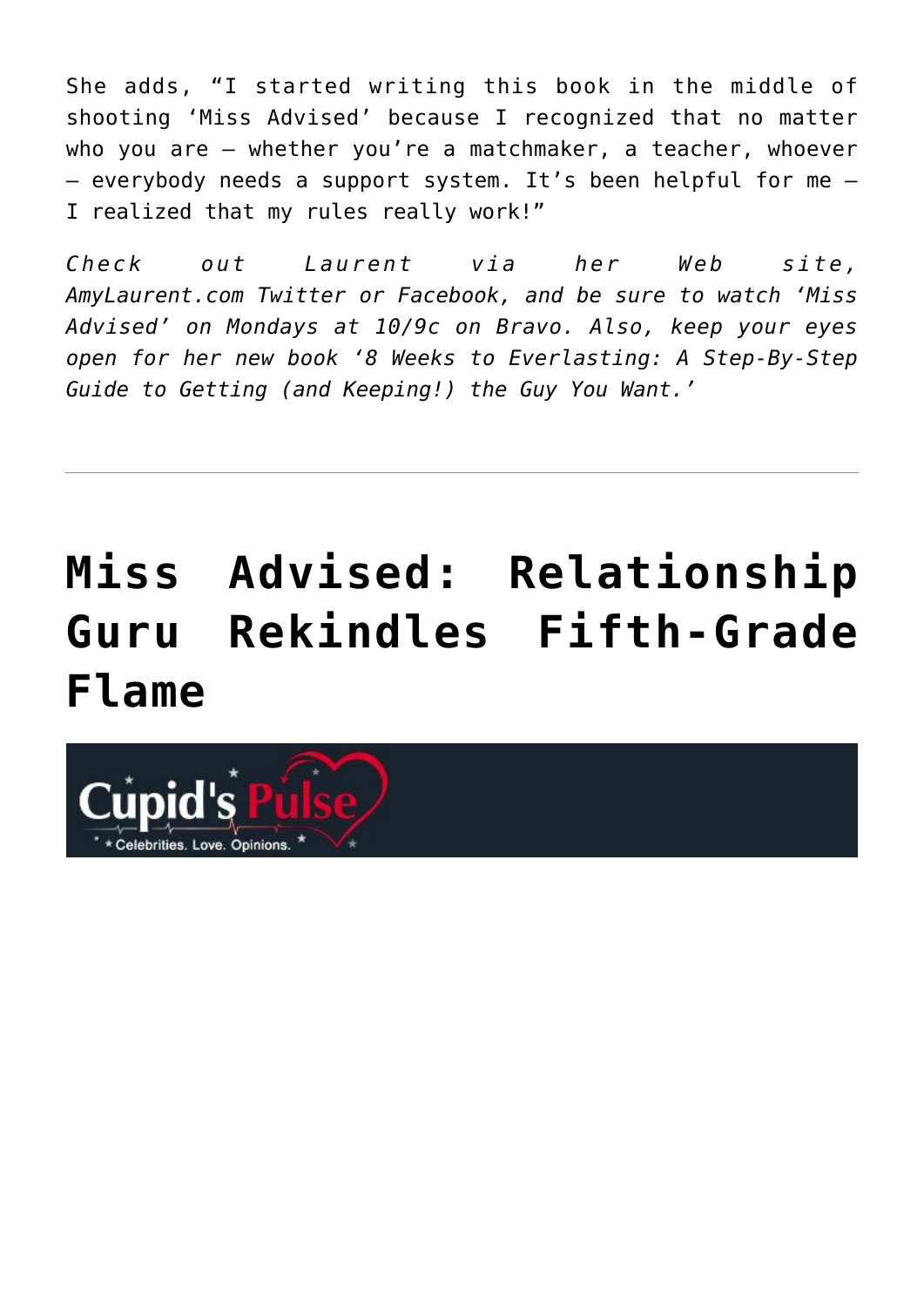She adds, “I started writing this book in the middle of shooting ‘Miss Advised’ because I recognized that no matter who you are – whether you’re a matchmaker, a teacher, whoever – everybody needs a support system. It’s been helpful for me – I realized that my rules really work!”

*Check out Laurent via her Web site, AmyLaurent.com Twitter or Facebook, and be sure to watch ‘Miss Advised’ on Mondays at 10/9c on Bravo. Also, keep your eyes open for her new book ‘8 Weeks to Everlasting: A Step-By-Step Guide to Getting (and Keeping!) the Guy You Want.’*

---

# Miss Advised: Relationship Guru Rekindles Fifth-Grade Flame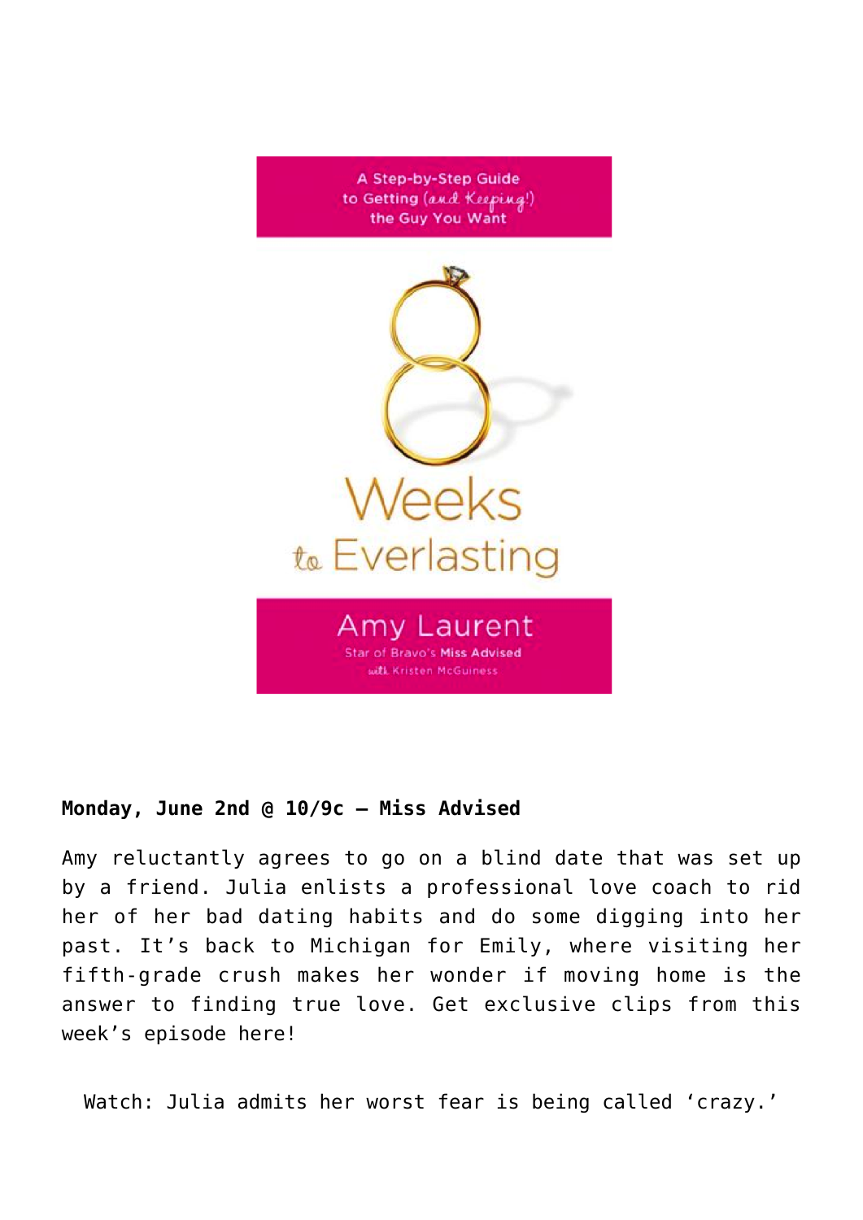A Step-by-Step Guide to Getting (and Keeping!) the Guy You Want

8 Weeks to Everlasting

Amy Laurent

Star of Bravo's Miss Advised

with Kristen McGuiness

**Monday, June 2nd @ 10/9c – Miss Advised**

Amy reluctantly agrees to go on a blind date that was set up by a friend. Julia enlists a professional love coach to rid her of her bad dating habits and do some digging into her past. It's back to Michigan for Emily, where visiting her fifth-grade crush makes her wonder if moving home is the answer to finding true love. Get exclusive clips from this week's episode here!

Watch: Julia admits her worst fear is being called 'crazy.'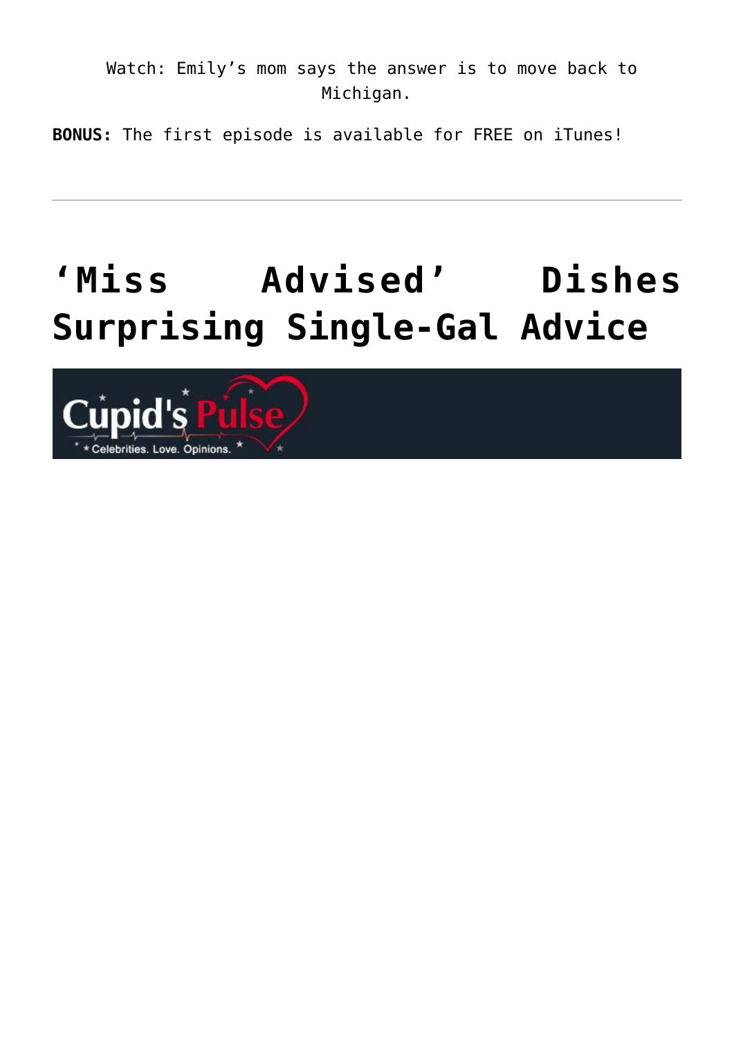Watch: Emily’s mom says the answer is to move back to Michigan.

**BONUS:** The first episode is available for FREE on iTunes!

---

# ‘Miss Advised’ Dishes Surprising Single-Gal Advice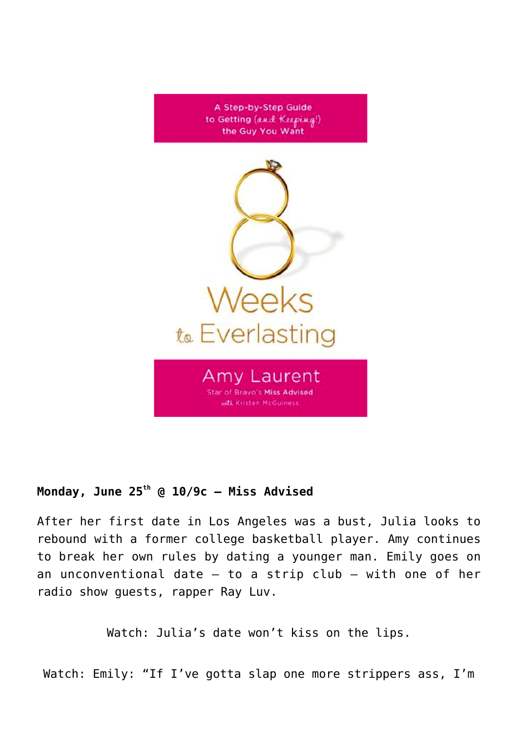A Step-by-Step Guide to Getting (and Keeping!) the Guy You Want

8 Weeks to Everlasting

Amy Laurent

Star of Bravo's Miss Advised

with Kristen McGuiness

**Monday, June 25th @ 10/9c – Miss Advised**

After her first date in Los Angeles was a bust, Julia looks to rebound with a former college basketball player. Amy continues to break her own rules by dating a younger man. Emily goes on an unconventional date – to a strip club – with one of her radio show guests, rapper Ray Luv.

Watch: Julia's date won't kiss on the lips.

Watch: Emily: "If I've gotta slap one more strippers ass, I'm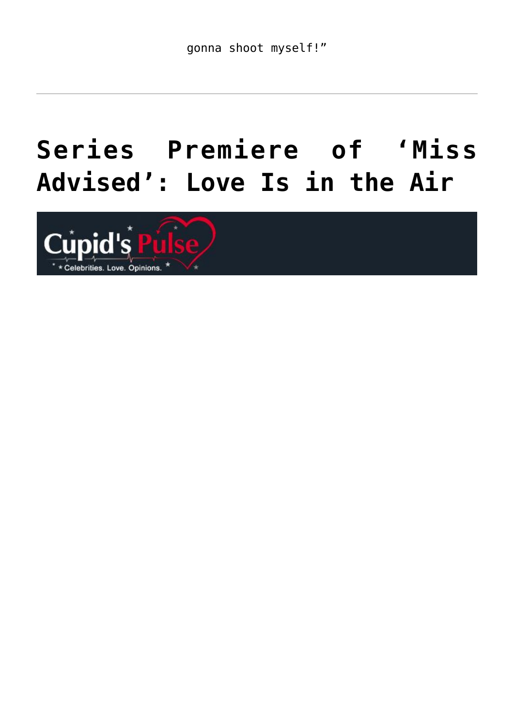gonna shoot myself!"

---

# Series Premiere of 'Miss Advised': Love Is in the Air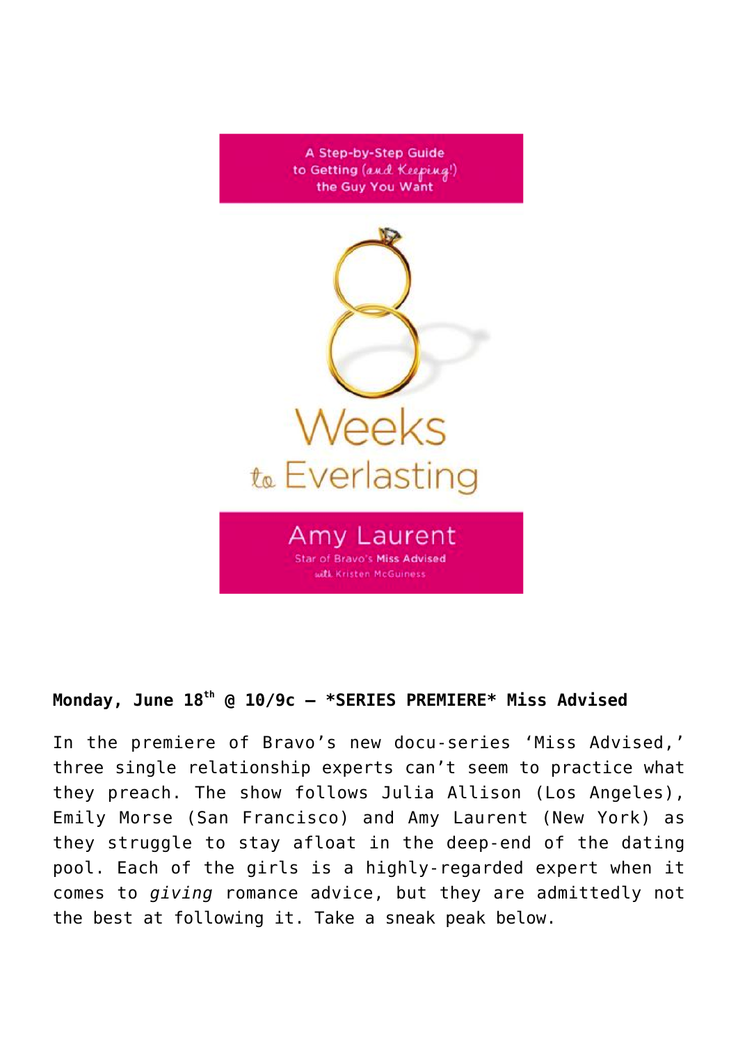**Monday, June 18th @ 10/9c – *SERIES PREMIERE* Miss Advised**

In the premiere of Bravo's new docu-series 'Miss Advised,' three single relationship experts can't seem to practice what they preach. The show follows Julia Allison (Los Angeles), Emily Morse (San Francisco) and Amy Laurent (New York) as they struggle to stay afloat in the deep-end of the dating pool. Each of the girls is a highly-regarded expert when it comes to *giving* romance advice, but they are admittedly not the best at following it. Take a sneak peak below.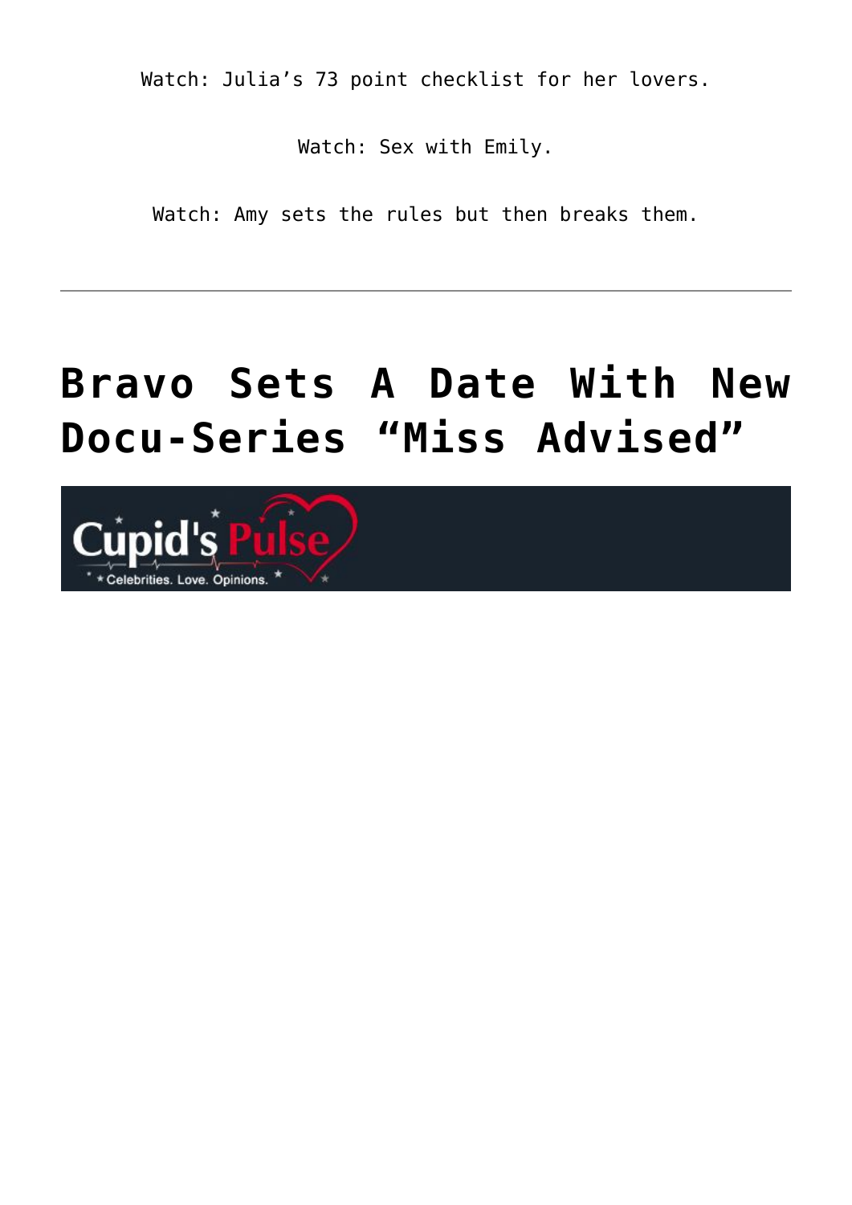Watch: Julia's 73 point checklist for her lovers.

Watch: Sex with Emily.

Watch: Amy sets the rules but then breaks them.

---

# Bravo Sets A Date With New Docu-Series "Miss Advised"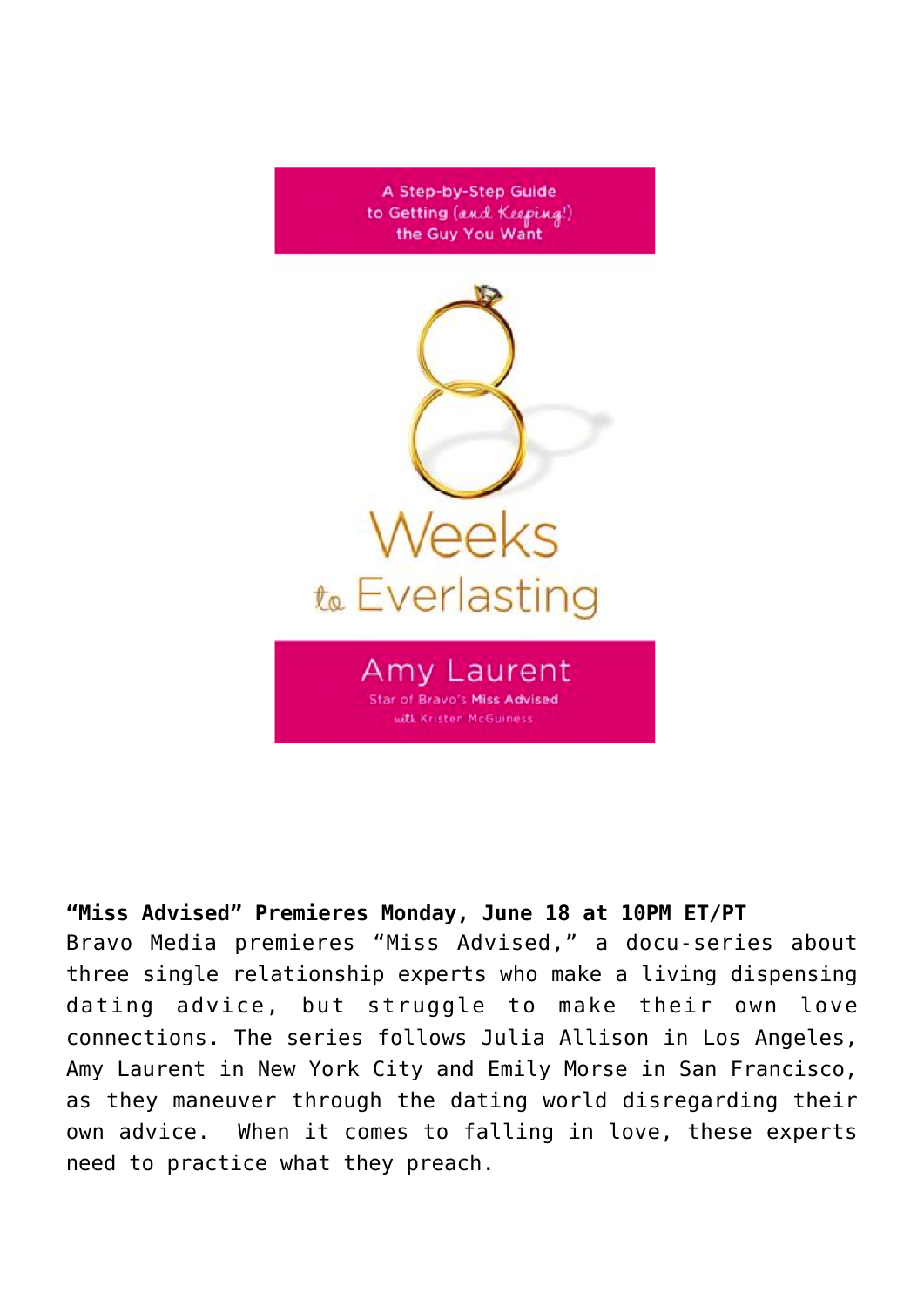A Step-by-Step Guide to Getting (and Keeping!) the Guy You Want

8 Weeks to Everlasting

Amy Laurent

Star of Bravo's Miss Advised

with Kristen McGuiness

**"Miss Advised" Premieres Monday, June 18 at 10PM ET/PT**

Bravo Media premieres "Miss Advised," a docu-series about three single relationship experts who make a living dispensing dating advice, but struggle to make their own love connections. The series follows Julia Allison in Los Angeles, Amy Laurent in New York City and Emily Morse in San Francisco, as they maneuver through the dating world disregarding their own advice. When it comes to falling in love, these experts need to practice what they preach.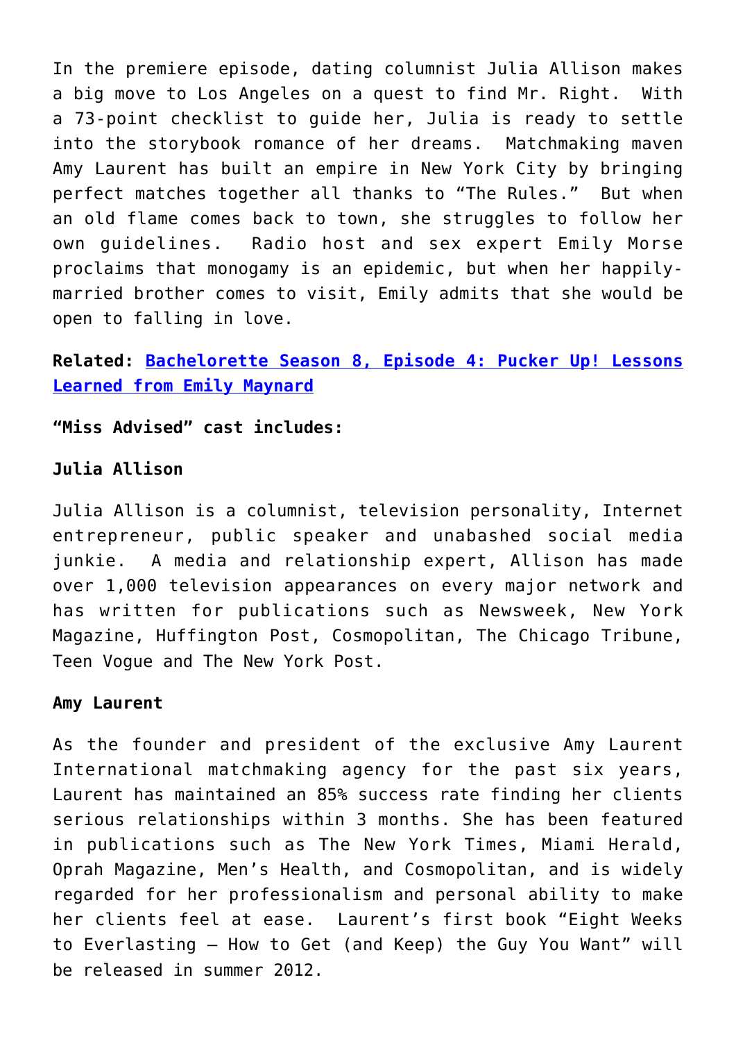In the premiere episode, dating columnist Julia Allison makes a big move to Los Angeles on a quest to find Mr. Right. With a 73-point checklist to guide her, Julia is ready to settle into the storybook romance of her dreams. Matchmaking maven Amy Laurent has built an empire in New York City by bringing perfect matches together all thanks to "The Rules." But when an old flame comes back to town, she struggles to follow her own guidelines. Radio host and sex expert Emily Morse proclaims that monogamy is an epidemic, but when her happily-married brother comes to visit, Emily admits that she would be open to falling in love.

**Related: Bachelorette Season 8, Episode 4: Pucker Up! Lessons Learned from Emily Maynard**

**"Miss Advised" cast includes:**

**Julia Allison**

Julia Allison is a columnist, television personality, Internet entrepreneur, public speaker and unabashed social media junkie. A media and relationship expert, Allison has made over 1,000 television appearances on every major network and has written for publications such as Newsweek, New York Magazine, Huffington Post, Cosmopolitan, The Chicago Tribune, Teen Vogue and The New York Post.

**Amy Laurent**

As the founder and president of the exclusive Amy Laurent International matchmaking agency for the past six years, Laurent has maintained an 85% success rate finding her clients serious relationships within 3 months. She has been featured in publications such as The New York Times, Miami Herald, Oprah Magazine, Men's Health, and Cosmopolitan, and is widely regarded for her professionalism and personal ability to make her clients feel at ease. Laurent's first book "Eight Weeks to Everlasting – How to Get (and Keep) the Guy You Want" will be released in summer 2012.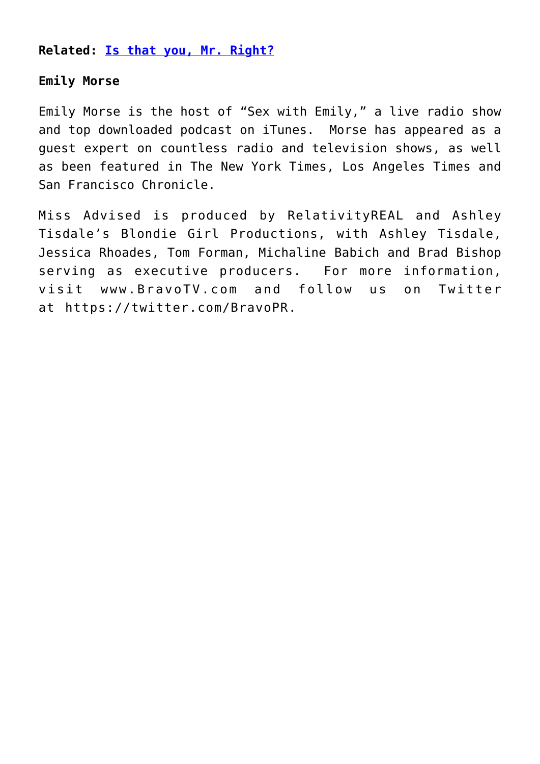**Related: Is that you, Mr. Right?**

**Emily Morse**

Emily Morse is the host of "Sex with Emily," a live radio show and top downloaded podcast on iTunes. Morse has appeared as a guest expert on countless radio and television shows, as well as been featured in The New York Times, Los Angeles Times and San Francisco Chronicle.

Miss Advised is produced by RelativityREAL and Ashley Tisdale's Blondie Girl Productions, with Ashley Tisdale, Jessica Rhoades, Tom Forman, Michaline Babich and Brad Bishop serving as executive producers. For more information, visit www.BravoTV.com and follow us on Twitter at https://twitter.com/BravoPR.